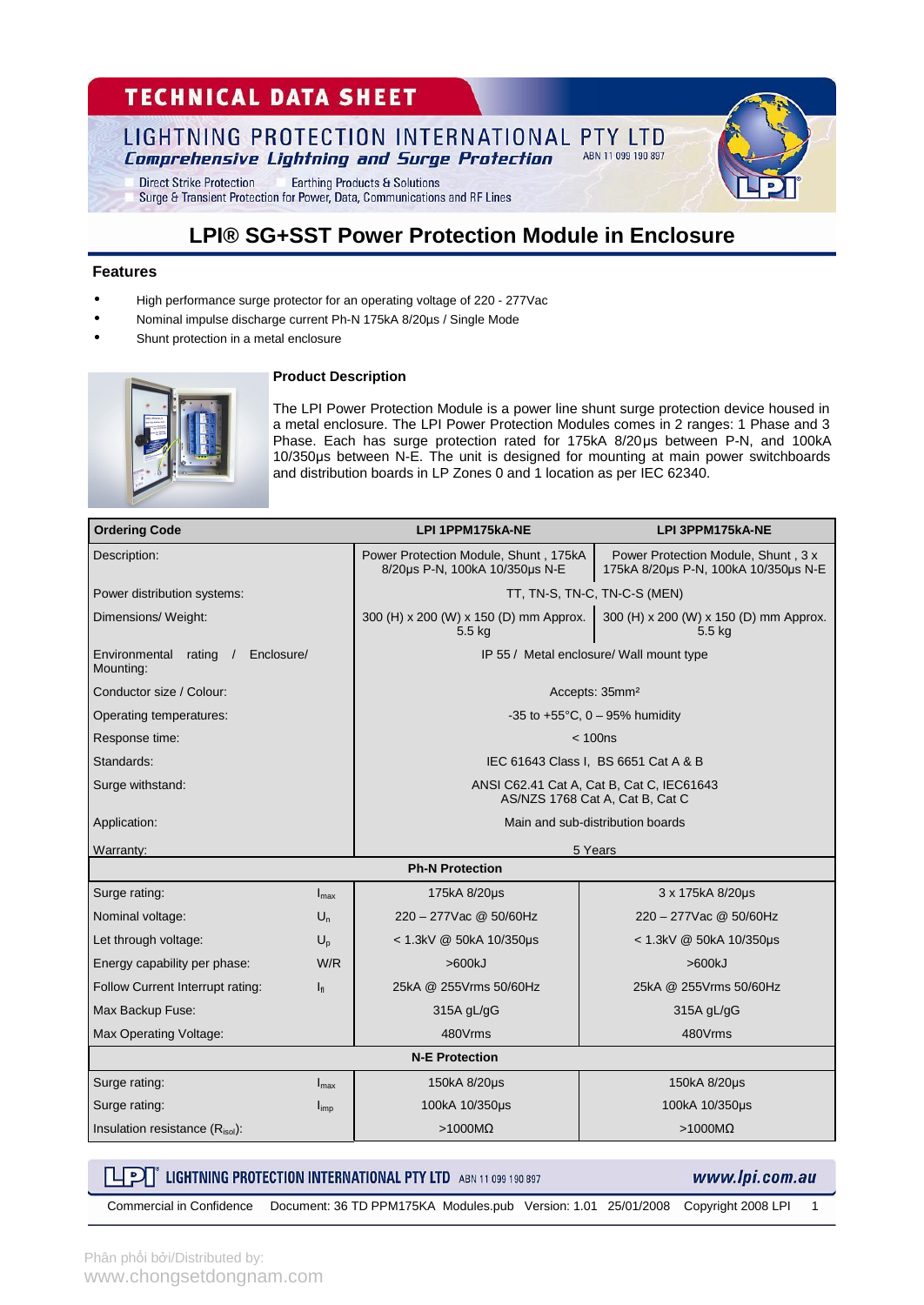# TECHNICAL DATA SHEET

LIGHTNING PROTECTION INTERNATIONAL PTY LTD

*Comprehensive Lightning and Surge Protection* ABN 11 099 190 897

Direct Strike Protection Earthing Products & Solutions
Surge & Transient Protection for Power, Data, Communications and RF Lines

## LPI® SG+SST Power Protection Module in Enclosure

### Features

- High performance surge protector for an operating voltage of 220 - 277Vac
- Nominal impulse discharge current Ph-N 175kA 8/20µs / Single Mode
- Shunt protection in a metal enclosure

### Product Description

The LPI Power Protection Module is a power line shunt surge protection device housed in a metal enclosure. The LPI Power Protection Modules comes in 2 ranges: 1 Phase and 3 Phase. Each has surge protection rated for 175kA 8/20µs between P-N, and 100kA 10/350µs between N-E. The unit is designed for mounting at main power switchboards and distribution boards in LP Zones 0 and 1 location as per IEC 62340.

| Ordering Code | | LPI 1PPM175kA-NE | LPI 3PPM175kA-NE |
|---|---|---|---|
| Description: | | Power Protection Module, Shunt , 175kA 8/20µs P-N, 100kA 10/350µs N-E | Power Protection Module, Shunt , 3 x 175kA 8/20µs P-N, 100kA 10/350µs N-E |
| Power distribution systems: | | TT, TN-S, TN-C, TN-C-S (MEN) | |
| Dimensions/ Weight: | | 300 (H) x 200 (W) x 150 (D) mm Approx. 5.5 kg | 300 (H) x 200 (W) x 150 (D) mm Approx. 5.5 kg |
| Environmental rating / Enclosure/ Mounting: | | IP 55 / Metal enclosure/ Wall mount type | |
| Conductor size / Colour: | | Accepts: 35mm² | |
| Operating temperatures: | | -35 to +55°C, 0 – 95% humidity | |
| Response time: | | < 100ns | |
| Standards: | | IEC 61643 Class I, BS 6651 Cat A & B | |
| Surge withstand: | | ANSI C62.41 Cat A, Cat B, Cat C, IEC61643 AS/NZS 1768 Cat A, Cat B, Cat C | |
| Application: | | Main and sub-distribution boards | |
| Warranty: | | 5 Years | |
| **Ph-N Protection** | | | |
| Surge rating: | $I_{max}$ | 175kA 8/20µs | 3 x 175kA 8/20µs |
| Nominal voltage: | $U_n$ | 220 – 277Vac @ 50/60Hz | 220 – 277Vac @ 50/60Hz |
| Let through voltage: | $U_p$ | < 1.3kV @ 50kA 10/350µs | < 1.3kV @ 50kA 10/350µs |
| Energy capability per phase: | W/R | >600kJ | >600kJ |
| Follow Current Interrupt rating: | $I_{fi}$ | 25kA @ 255Vrms 50/60Hz | 25kA @ 255Vrms 50/60Hz |
| Max Backup Fuse: | | 315A gL/gG | 315A gL/gG |
| Max Operating Voltage: | | 480Vrms | 480Vrms |
| **N-E Protection** | | | |
| Surge rating: | $I_{max}$ | 150kA 8/20µs | 150kA 8/20µs |
| Surge rating: | $I_{imp}$ | 100kA 10/350µs | 100kA 10/350µs |
| Insulation resistance ($R_{isol}$): | | >1000MΩ | >1000MΩ |

LPI LIGHTNING PROTECTION INTERNATIONAL PTY LTD ABN 11 099 190 897 www.lpi.com.au

Commercial in Confidence Document: 36 TD PPM175KA Modules.pub Version: 1.01 25/01/2008 Copyright 2008 LPI

Phân phối bởi/Distributed by:
www.chongsetdongnam.com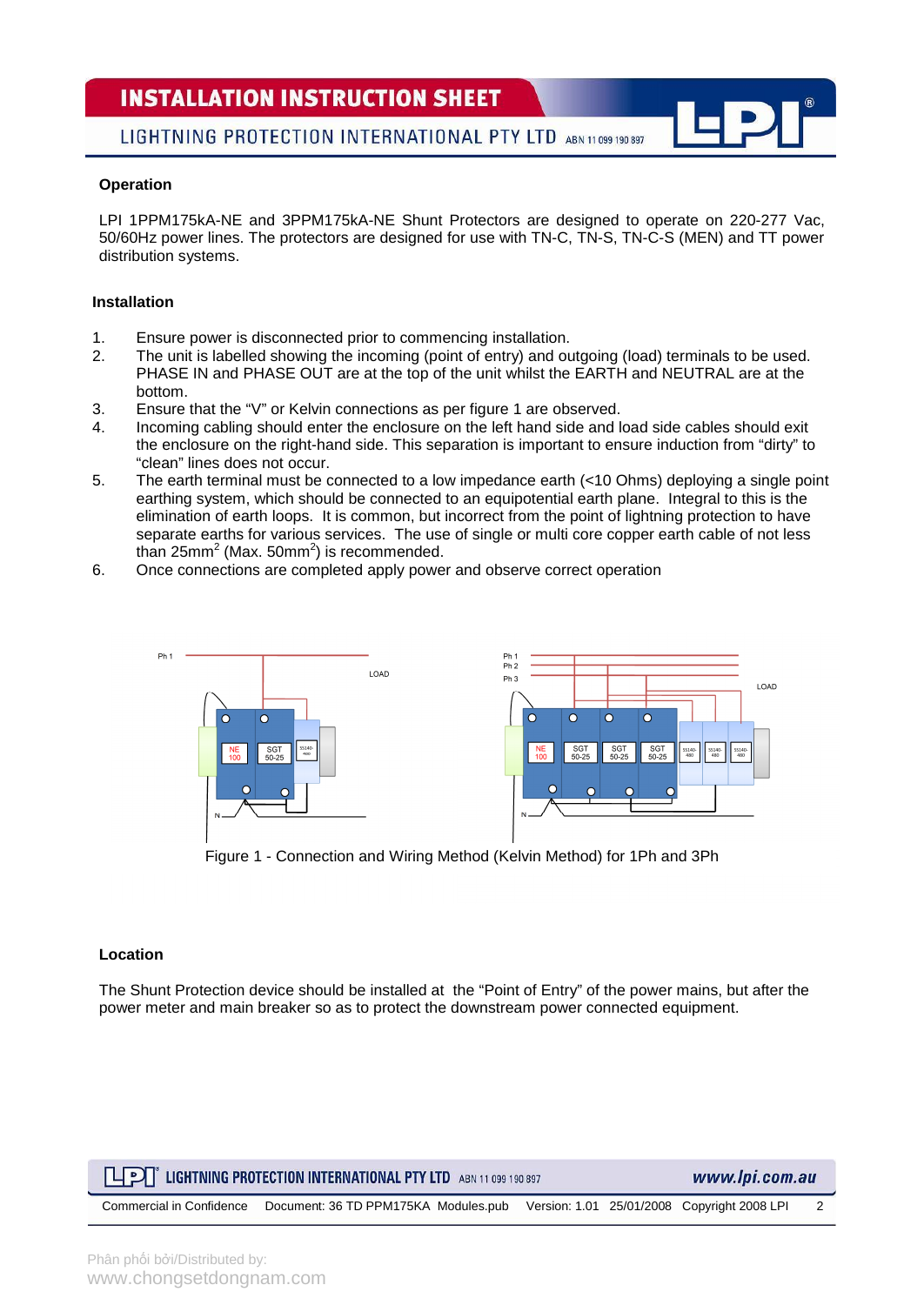## Operation

LPI 1PPM175kA-NE and 3PPM175kA-NE Shunt Protectors are designed to operate on 220-277 Vac, 50/60Hz power lines. The protectors are designed for use with TN-C, TN-S, TN-C-S (MEN) and TT power distribution systems.

## Installation

1. Ensure power is disconnected prior to commencing installation.
2. The unit is labelled showing the incoming (point of entry) and outgoing (load) terminals to be used. PHASE IN and PHASE OUT are at the top of the unit whilst the EARTH and NEUTRAL are at the bottom.
3. Ensure that the "V" or Kelvin connections as per figure 1 are observed.
4. Incoming cabling should enter the enclosure on the left hand side and load side cables should exit the enclosure on the right-hand side. This separation is important to ensure induction from "dirty" to "clean" lines does not occur.
5. The earth terminal must be connected to a low impedance earth (<10 Ohms) deploying a single point earthing system, which should be connected to an equipotential earth plane. Integral to this is the elimination of earth loops. It is common, but incorrect from the point of lightning protection to have separate earths for various services. The use of single or multi core copper earth cable of not less than 25mm$^2$ (Max. 50mm$^2$) is recommended.
6. Once connections are completed apply power and observe correct operation

Figure 1 - Connection and Wiring Method (Kelvin Method) for 1Ph and 3Ph

## Location

The Shunt Protection device should be installed at the "Point of Entry" of the power mains, but after the power meter and main breaker so as to protect the downstream power connected equipment.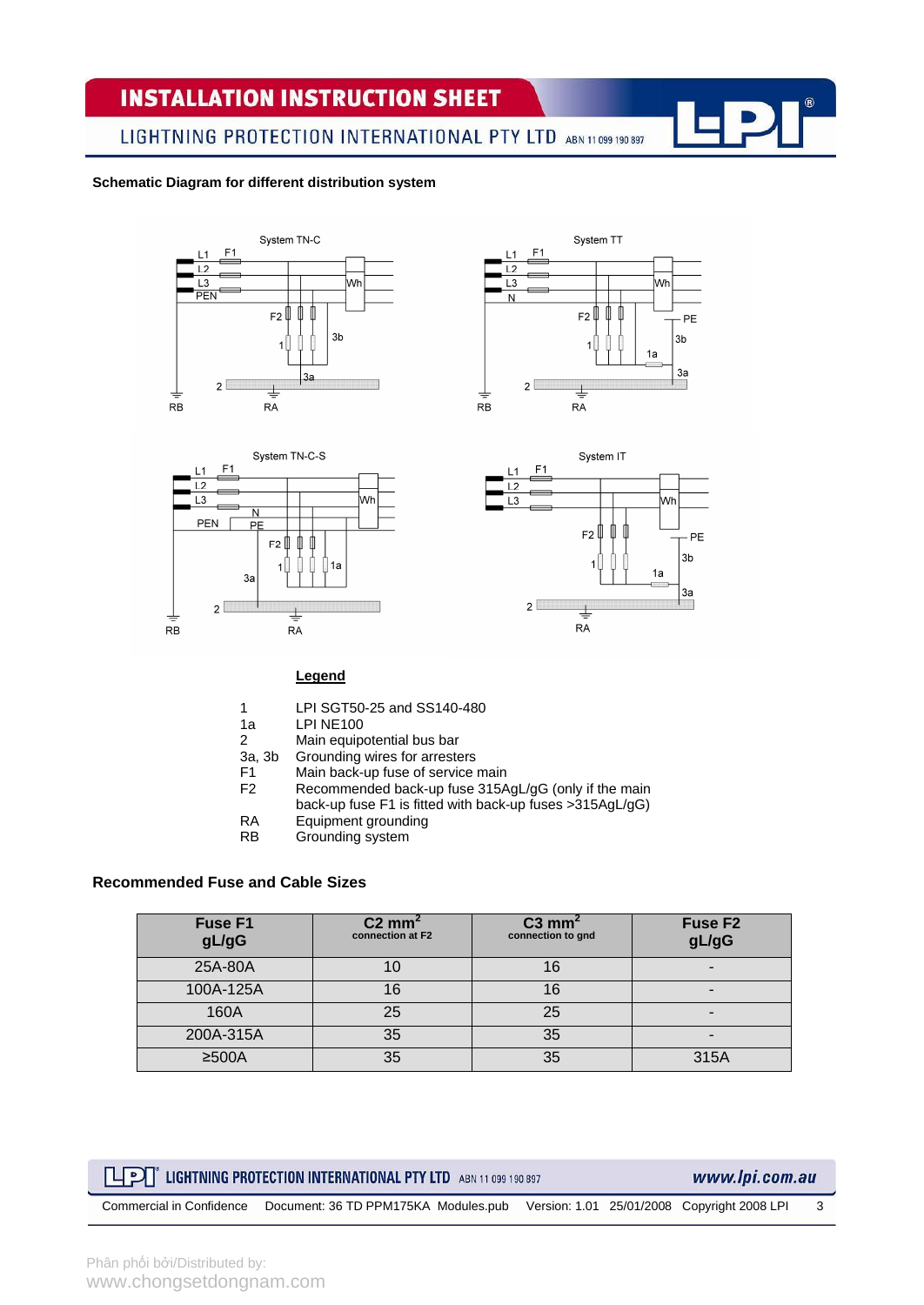**Schematic Diagram for different distribution system**

System TN-C

System TT

System TN-C-S

System IT

**Legend**

| | |
|---|---|
| 1 | LPI SGT50-25 and SS140-480 |
| 1a | LPI NE100 |
| 2 | Main equipotential bus bar |
| 3a, 3b | Grounding wires for arresters |
| F1 | Main back-up fuse of service main |
| F2 | Recommended back-up fuse 315AgL/gG (only if the main back-up fuse F1 is fitted with back-up fuses >315AgL/gG) |
| RA | Equipment grounding |
| RB | Grounding system |

**Recommended Fuse and Cable Sizes**

| Fuse F1 gL/gG | C2 mm² connection at F2 | C3 mm² connection to gnd | Fuse F2 gL/gG |
|---|---|---|---|
| 25A-80A | 10 | 16 | - |
| 100A-125A | 16 | 16 | - |
| 160A | 25 | 25 | - |
| 200A-315A | 35 | 35 | - |
| ≥500A | 35 | 35 | 315A |

Phân phối bởi/Distributed by:
www.chongsetdongnam.com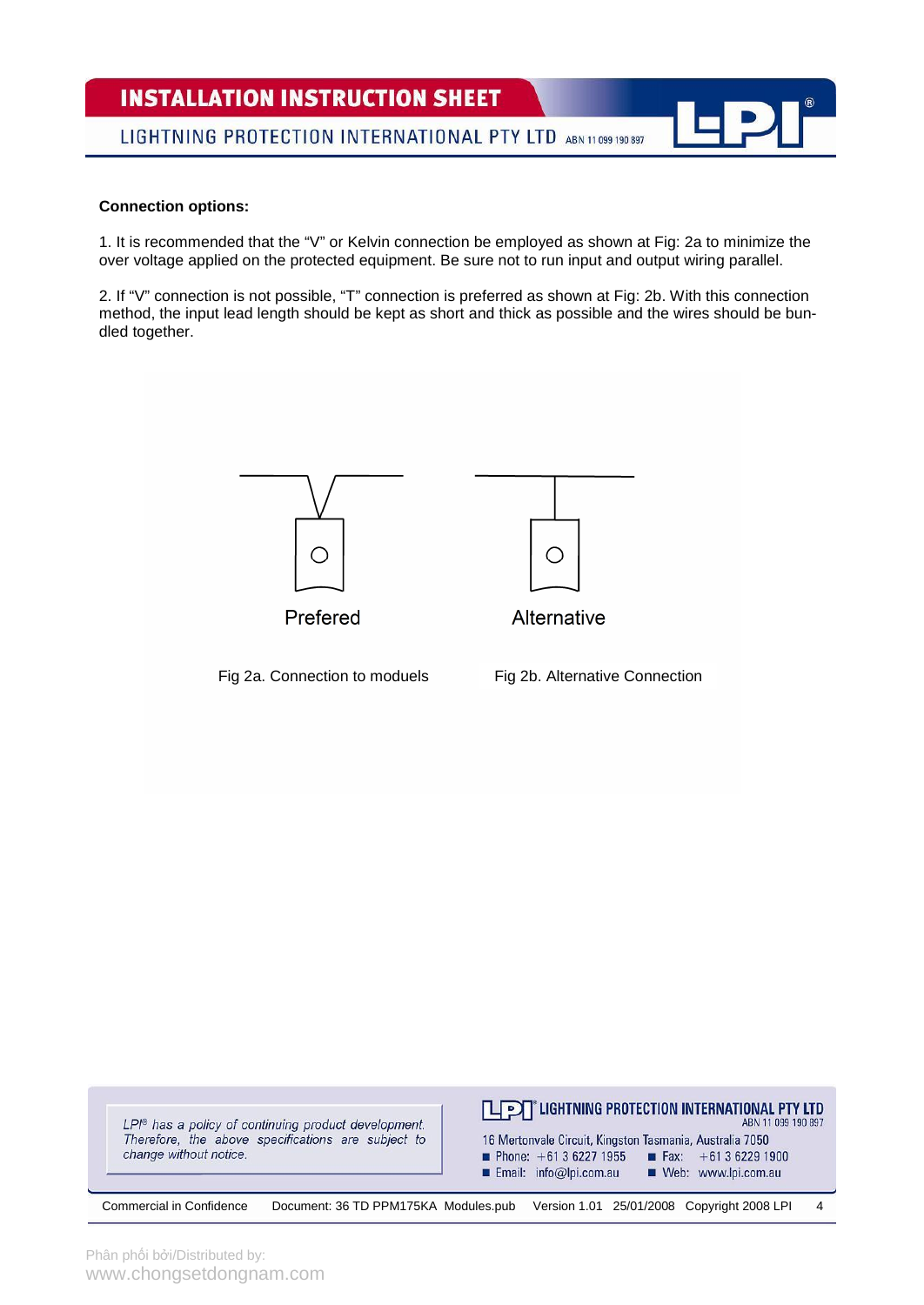**Connection options:**

1. It is recommended that the "V" or Kelvin connection be employed as shown at Fig: 2a to minimize the over voltage applied on the protected equipment. Be sure not to run input and output wiring parallel.

2. If "V" connection is not possible, "T" connection is preferred as shown at Fig: 2b. With this connection method, the input lead length should be kept as short and thick as possible and the wires should be bundled together.

Prefered

Alternative

Fig 2a. Connection to moduels

Fig 2b. Alternative Connection

*LPI® has a policy of continuing product development. Therefore, the above specifications are subject to change without notice.*

LPI® LIGHTNING PROTECTION INTERNATIONAL PTY LTD
ABN 11 099 190 897

16 Mertonvale Circuit, Kingston Tasmania, Australia 7050
- Phone: +61 3 6227 1955
- Fax: +61 3 6229 1900
- Email: info@lpi.com.au
- Web: www.lpi.com.au

Commercial in Confidence   Document: 36 TD PPM175KA Modules.pub   Version 1.01   25/01/2008   Copyright 2008 LPI

Phân phối bởi/Distributed by:
www.chongsetdongnam.com